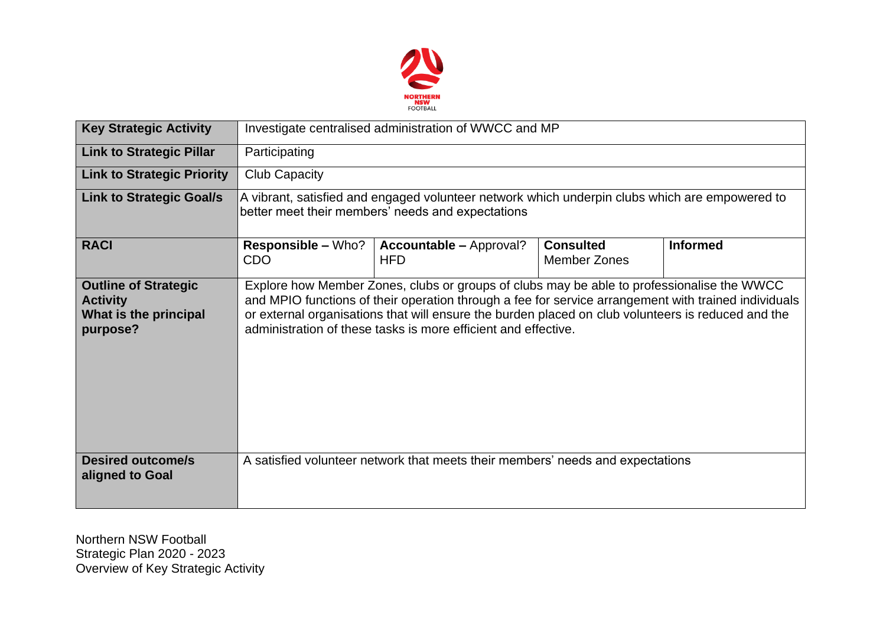NORTHERN NSW FOOTBALL

| Key Strategic Activity | Investigate centralised administration of WWCC and MP | | | |
|---|---|---|---|---|
| **Link to Strategic Pillar** | Participating | | | |
| **Link to Strategic Priority** | Club Capacity | | | |
| **Link to Strategic Goal/s** | A vibrant, satisfied and engaged volunteer network which underpin clubs which are empowered to better meet their members' needs and expectations | | | |
| **RACI** | **Responsible –** Who?<br>CDO | **Accountable –** Approval?<br>HFD | **Consulted**<br>Member Zones | **Informed** |
| **Outline of Strategic Activity<br>What is the principal purpose?** | Explore how Member Zones, clubs or groups of clubs may be able to professionalise the WWCC and MPIO functions of their operation through a fee for service arrangement with trained individuals or external organisations that will ensure the burden placed on club volunteers is reduced and the administration of these tasks is more efficient and effective. | | | |
| **Desired outcome/s aligned to Goal** | A satisfied volunteer network that meets their members' needs and expectations | | | |

Northern NSW Football
Strategic Plan 2020 - 2023
Overview of Key Strategic Activity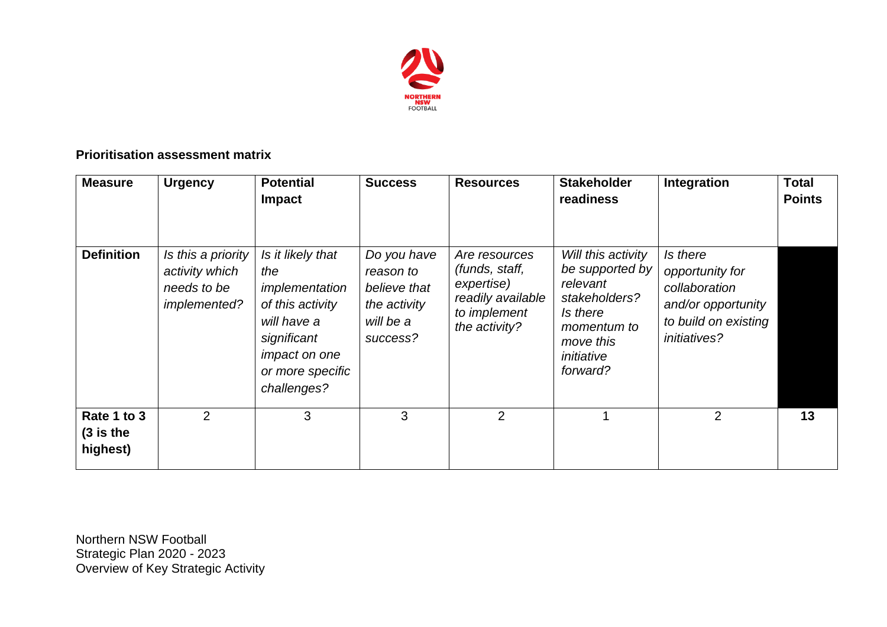**Prioritisation assessment matrix**

| Measure | Urgency | Potential Impact | Success | Resources | Stakeholder readiness | Integration | Total Points |
|---|---|---|---|---|---|---|---|
| **Definition** | *Is this a priority activity which needs to be implemented?* | *Is it likely that the implementation of this activity will have a significant impact on one or more specific challenges?* | *Do you have reason to believe that the activity will be a success?* | *Are resources (funds, staff, expertise) readily available to implement the activity?* | *Will this activity be supported by relevant stakeholders? Is there momentum to move this initiative forward?* | *Is there opportunity for collaboration and/or opportunity to build on existing initiatives?* | |
| **Rate 1 to 3 (3 is the highest)** | 2 | 3 | 3 | 2 | 1 | 2 | **13** |

Northern NSW Football
Strategic Plan 2020 - 2023
Overview of Key Strategic Activity